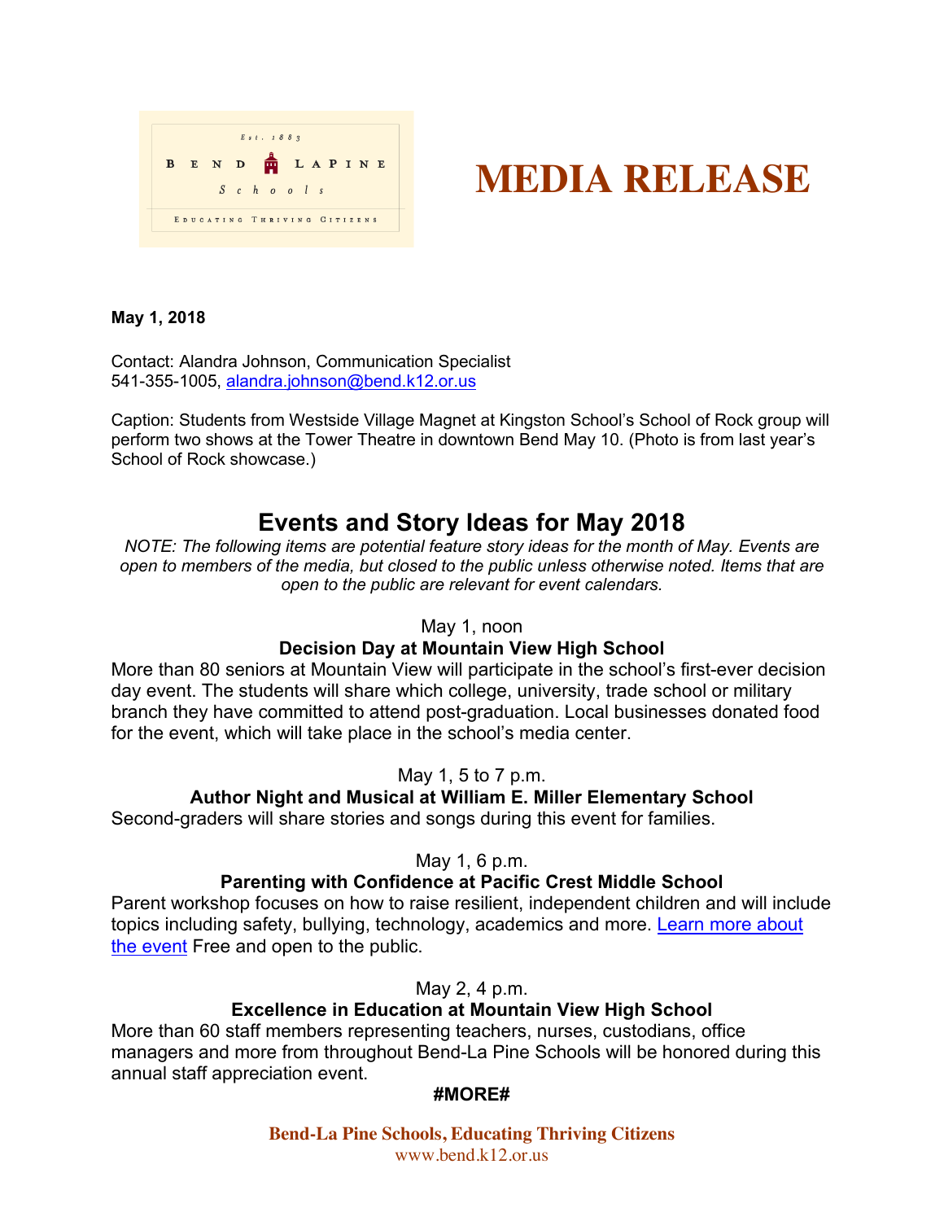Est. 1883

BEND LAPINE Schools

EDUCATING THRIVING CITIZENS

# MEDIA RELEASE

**May 1, 2018**

Contact: Alandra Johnson, Communication Specialist
541-355-1005, alandra.johnson@bend.k12.or.us

Caption: Students from Westside Village Magnet at Kingston School's School of Rock group will perform two shows at the Tower Theatre in downtown Bend May 10. (Photo is from last year's School of Rock showcase.)

## Events and Story Ideas for May 2018

*NOTE: The following items are potential feature story ideas for the month of May. Events are open to members of the media, but closed to the public unless otherwise noted. Items that are open to the public are relevant for event calendars.*

May 1, noon

**Decision Day at Mountain View High School**

More than 80 seniors at Mountain View will participate in the school's first-ever decision day event. The students will share which college, university, trade school or military branch they have committed to attend post-graduation. Local businesses donated food for the event, which will take place in the school's media center.

May 1, 5 to 7 p.m.

**Author Night and Musical at William E. Miller Elementary School**

Second-graders will share stories and songs during this event for families.

May 1, 6 p.m.

**Parenting with Confidence at Pacific Crest Middle School**

Parent workshop focuses on how to raise resilient, independent children and will include topics including safety, bullying, technology, academics and more. Learn more about the event Free and open to the public.

May 2, 4 p.m.

**Excellence in Education at Mountain View High School**

More than 60 staff members representing teachers, nurses, custodians, office managers and more from throughout Bend-La Pine Schools will be honored during this annual staff appreciation event.

**#MORE#**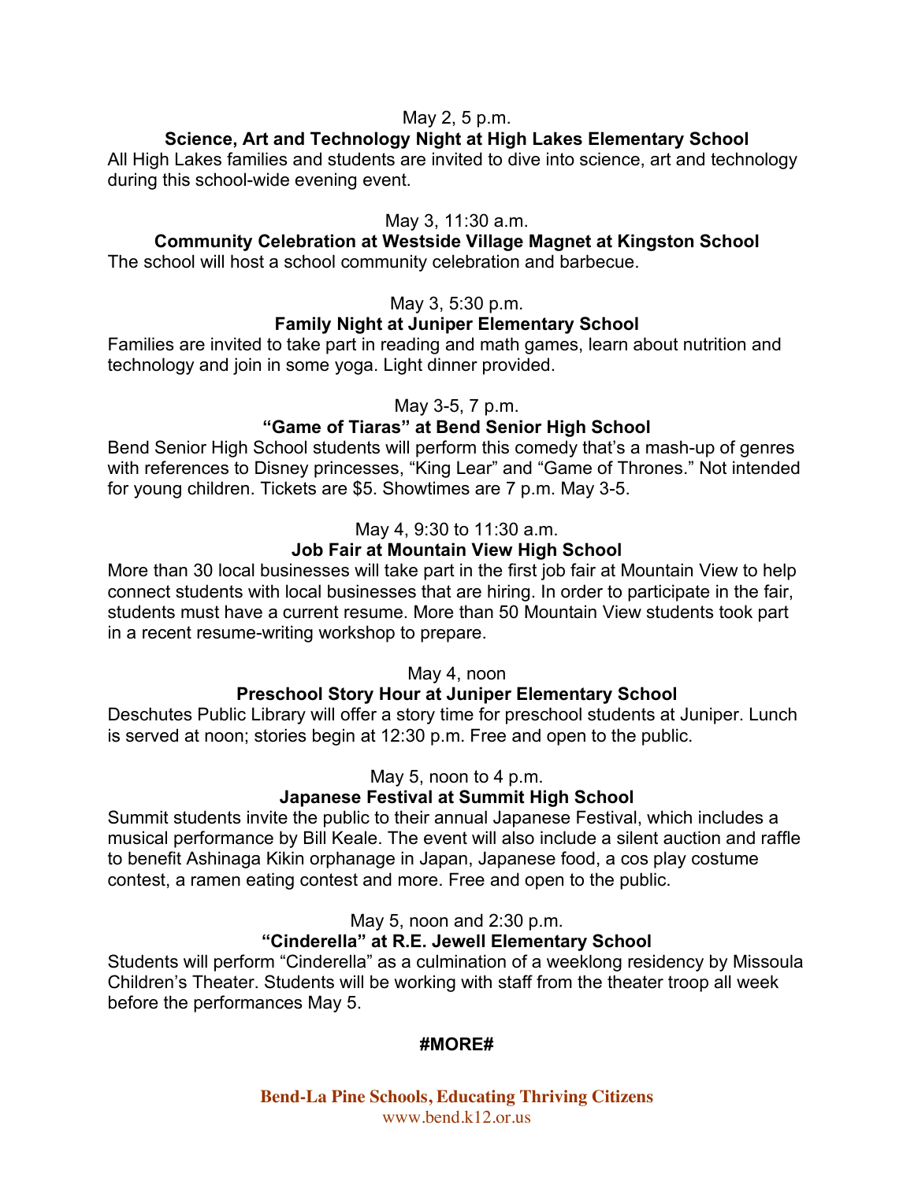May 2, 5 p.m.

**Science, Art and Technology Night at High Lakes Elementary School**

All High Lakes families and students are invited to dive into science, art and technology during this school-wide evening event.

May 3, 11:30 a.m.

**Community Celebration at Westside Village Magnet at Kingston School**

The school will host a school community celebration and barbecue.

May 3, 5:30 p.m.

**Family Night at Juniper Elementary School**

Families are invited to take part in reading and math games, learn about nutrition and technology and join in some yoga. Light dinner provided.

May 3-5, 7 p.m.

**"Game of Tiaras" at Bend Senior High School**

Bend Senior High School students will perform this comedy that's a mash-up of genres with references to Disney princesses, "King Lear" and "Game of Thrones." Not intended for young children. Tickets are $5. Showtimes are 7 p.m. May 3-5.

May 4, 9:30 to 11:30 a.m.

**Job Fair at Mountain View High School**

More than 30 local businesses will take part in the first job fair at Mountain View to help connect students with local businesses that are hiring. In order to participate in the fair, students must have a current resume. More than 50 Mountain View students took part in a recent resume-writing workshop to prepare.

May 4, noon

**Preschool Story Hour at Juniper Elementary School**

Deschutes Public Library will offer a story time for preschool students at Juniper. Lunch is served at noon; stories begin at 12:30 p.m. Free and open to the public.

May 5, noon to 4 p.m.

**Japanese Festival at Summit High School**

Summit students invite the public to their annual Japanese Festival, which includes a musical performance by Bill Keale. The event will also include a silent auction and raffle to benefit Ashinaga Kikin orphanage in Japan, Japanese food, a cos play costume contest, a ramen eating contest and more. Free and open to the public.

May 5, noon and 2:30 p.m.

**"Cinderella" at R.E. Jewell Elementary School**

Students will perform "Cinderella" as a culmination of a weeklong residency by Missoula Children's Theater. Students will be working with staff from the theater troop all week before the performances May 5.

**#MORE#**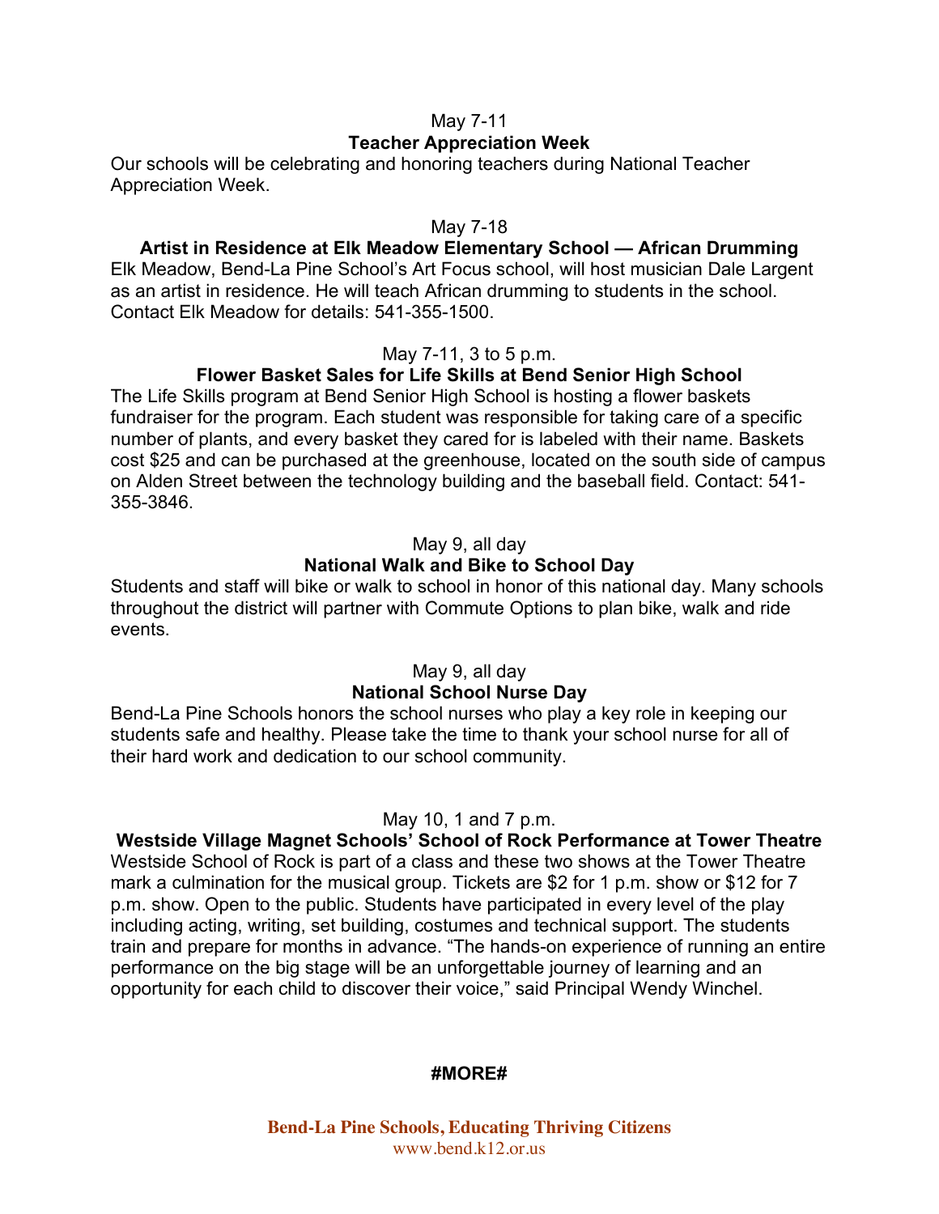May 7-11

**Teacher Appreciation Week**

Our schools will be celebrating and honoring teachers during National Teacher Appreciation Week.

May 7-18

**Artist in Residence at Elk Meadow Elementary School — African Drumming**

Elk Meadow, Bend-La Pine School's Art Focus school, will host musician Dale Largent as an artist in residence. He will teach African drumming to students in the school. Contact Elk Meadow for details: 541-355-1500.

May 7-11, 3 to 5 p.m.

**Flower Basket Sales for Life Skills at Bend Senior High School**

The Life Skills program at Bend Senior High School is hosting a flower baskets fundraiser for the program. Each student was responsible for taking care of a specific number of plants, and every basket they cared for is labeled with their name. Baskets cost $25 and can be purchased at the greenhouse, located on the south side of campus on Alden Street between the technology building and the baseball field. Contact: 541-355-3846.

May 9, all day

**National Walk and Bike to School Day**

Students and staff will bike or walk to school in honor of this national day. Many schools throughout the district will partner with Commute Options to plan bike, walk and ride events.

May 9, all day

**National School Nurse Day**

Bend-La Pine Schools honors the school nurses who play a key role in keeping our students safe and healthy. Please take the time to thank your school nurse for all of their hard work and dedication to our school community.

May 10, 1 and 7 p.m.

**Westside Village Magnet Schools' School of Rock Performance at Tower Theatre**

Westside School of Rock is part of a class and these two shows at the Tower Theatre mark a culmination for the musical group. Tickets are $2 for 1 p.m. show or $12 for 7 p.m. show. Open to the public. Students have participated in every level of the play including acting, writing, set building, costumes and technical support. The students train and prepare for months in advance. "The hands-on experience of running an entire performance on the big stage will be an unforgettable journey of learning and an opportunity for each child to discover their voice," said Principal Wendy Winchel.

**#MORE#**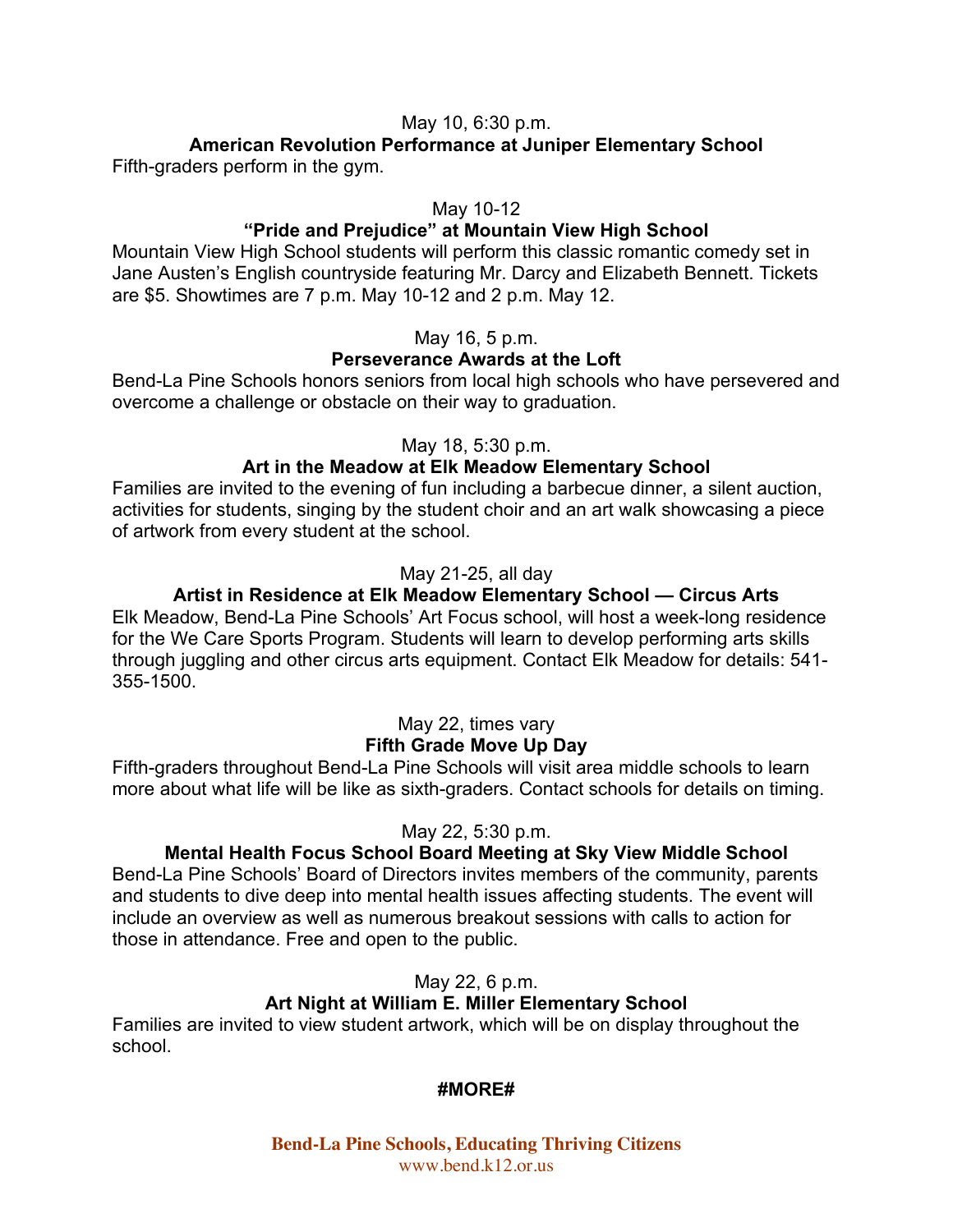May 10, 6:30 p.m.

**American Revolution Performance at Juniper Elementary School**

Fifth-graders perform in the gym.

May 10-12

**"Pride and Prejudice" at Mountain View High School**

Mountain View High School students will perform this classic romantic comedy set in Jane Austen's English countryside featuring Mr. Darcy and Elizabeth Bennett. Tickets are $5. Showtimes are 7 p.m. May 10-12 and 2 p.m. May 12.

May 16, 5 p.m.

**Perseverance Awards at the Loft**

Bend-La Pine Schools honors seniors from local high schools who have persevered and overcome a challenge or obstacle on their way to graduation.

May 18, 5:30 p.m.

**Art in the Meadow at Elk Meadow Elementary School**

Families are invited to the evening of fun including a barbecue dinner, a silent auction, activities for students, singing by the student choir and an art walk showcasing a piece of artwork from every student at the school.

May 21-25, all day

**Artist in Residence at Elk Meadow Elementary School — Circus Arts**

Elk Meadow, Bend-La Pine Schools' Art Focus school, will host a week-long residence for the We Care Sports Program. Students will learn to develop performing arts skills through juggling and other circus arts equipment. Contact Elk Meadow for details: 541-355-1500.

May 22, times vary

**Fifth Grade Move Up Day**

Fifth-graders throughout Bend-La Pine Schools will visit area middle schools to learn more about what life will be like as sixth-graders. Contact schools for details on timing.

May 22, 5:30 p.m.

**Mental Health Focus School Board Meeting at Sky View Middle School**

Bend-La Pine Schools' Board of Directors invites members of the community, parents and students to dive deep into mental health issues affecting students. The event will include an overview as well as numerous breakout sessions with calls to action for those in attendance. Free and open to the public.

May 22, 6 p.m.

**Art Night at William E. Miller Elementary School**

Families are invited to view student artwork, which will be on display throughout the school.

**#MORE#**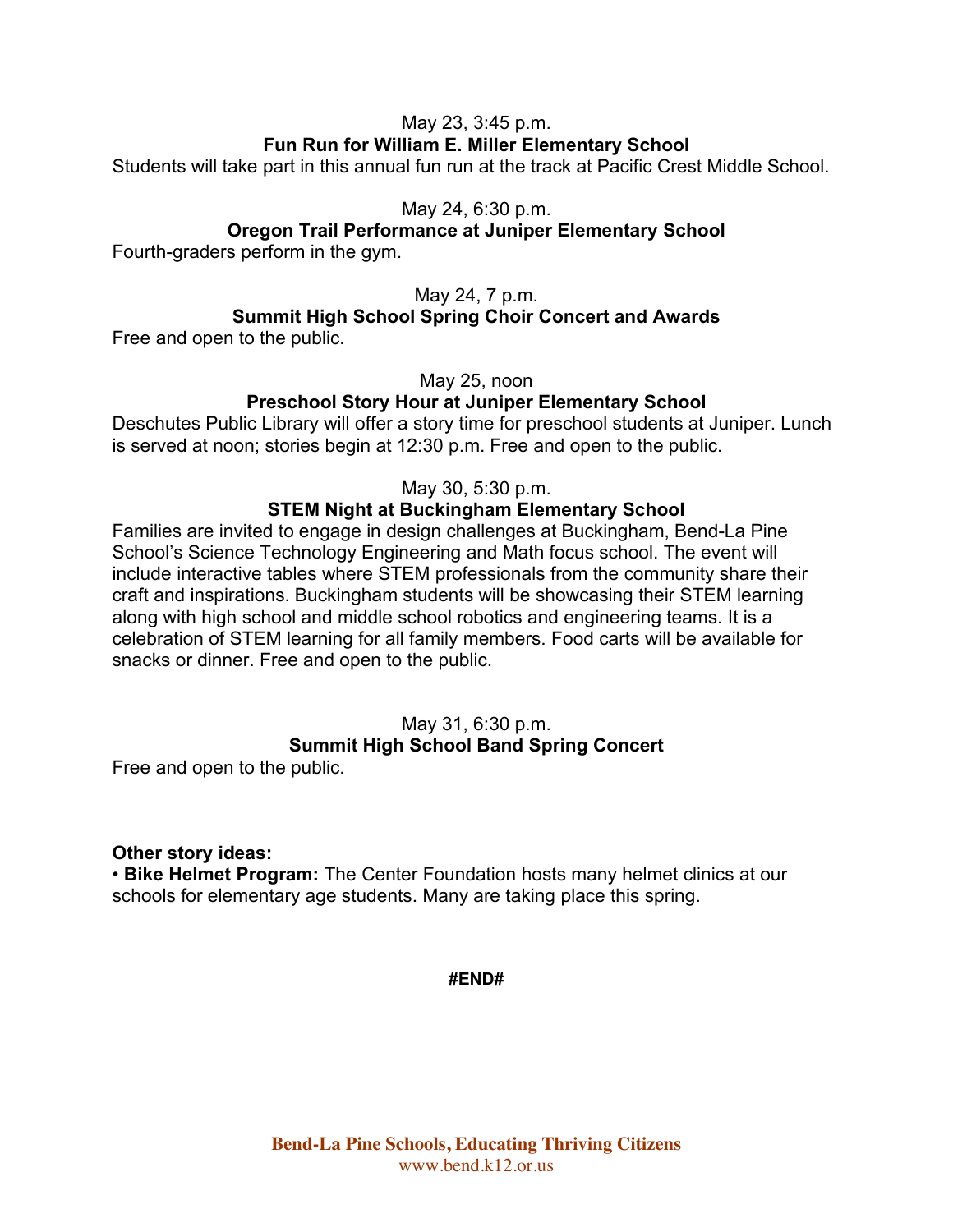May 23, 3:45 p.m.

**Fun Run for William E. Miller Elementary School**

Students will take part in this annual fun run at the track at Pacific Crest Middle School.

May 24, 6:30 p.m.

**Oregon Trail Performance at Juniper Elementary School**

Fourth-graders perform in the gym.

May 24, 7 p.m.

**Summit High School Spring Choir Concert and Awards**

Free and open to the public.

May 25, noon

**Preschool Story Hour at Juniper Elementary School**

Deschutes Public Library will offer a story time for preschool students at Juniper. Lunch is served at noon; stories begin at 12:30 p.m. Free and open to the public.

May 30, 5:30 p.m.

**STEM Night at Buckingham Elementary School**

Families are invited to engage in design challenges at Buckingham, Bend-La Pine School's Science Technology Engineering and Math focus school. The event will include interactive tables where STEM professionals from the community share their craft and inspirations. Buckingham students will be showcasing their STEM learning along with high school and middle school robotics and engineering teams. It is a celebration of STEM learning for all family members. Food carts will be available for snacks or dinner. Free and open to the public.

May 31, 6:30 p.m.

**Summit High School Band Spring Concert**

Free and open to the public.

**Other story ideas:**

• **Bike Helmet Program:** The Center Foundation hosts many helmet clinics at our schools for elementary age students. Many are taking place this spring.

**#END#**